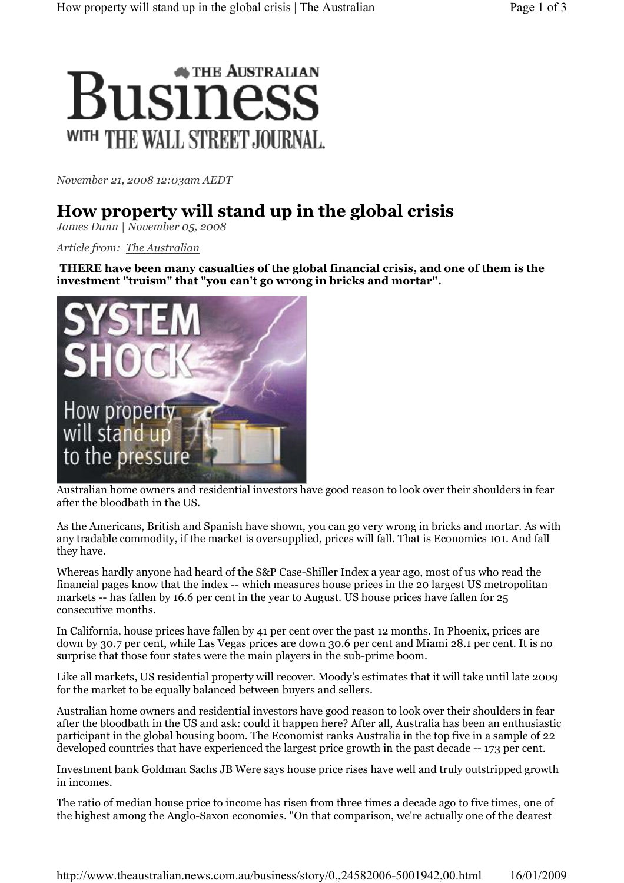November 21, 2008 12:03am AEDT

# How property will stand up in the global crisis

*James Dunn | November 05, 2008*

*Article from: The Australian*

**THERE have been many casualties of the global financial crisis, and one of them is the investment "truism" that "you can't go wrong in bricks and mortar".**

Australian home owners and residential investors have good reason to look over their shoulders in fear after the bloodbath in the US.

As the Americans, British and Spanish have shown, you can go very wrong in bricks and mortar. As with any tradable commodity, if the market is oversupplied, prices will fall. That is Economics 101. And fall they have.

Whereas hardly anyone had heard of the S&P Case-Shiller Index a year ago, most of us who read the financial pages know that the index -- which measures house prices in the 20 largest US metropolitan markets -- has fallen by 16.6 per cent in the year to August. US house prices have fallen for 25 consecutive months.

In California, house prices have fallen by 41 per cent over the past 12 months. In Phoenix, prices are down by 30.7 per cent, while Las Vegas prices are down 30.6 per cent and Miami 28.1 per cent. It is no surprise that those four states were the main players in the sub-prime boom.

Like all markets, US residential property will recover. Moody's estimates that it will take until late 2009 for the market to be equally balanced between buyers and sellers.

Australian home owners and residential investors have good reason to look over their shoulders in fear after the bloodbath in the US and ask: could it happen here? After all, Australia has been an enthusiastic participant in the global housing boom. The Economist ranks Australia in the top five in a sample of 22 developed countries that have experienced the largest price growth in the past decade -- 173 per cent.

Investment bank Goldman Sachs JB Were says house price rises have well and truly outstripped growth in incomes.

The ratio of median house price to income has risen from three times a decade ago to five times, one of the highest among the Anglo-Saxon economies. "On that comparison, we're actually one of the dearest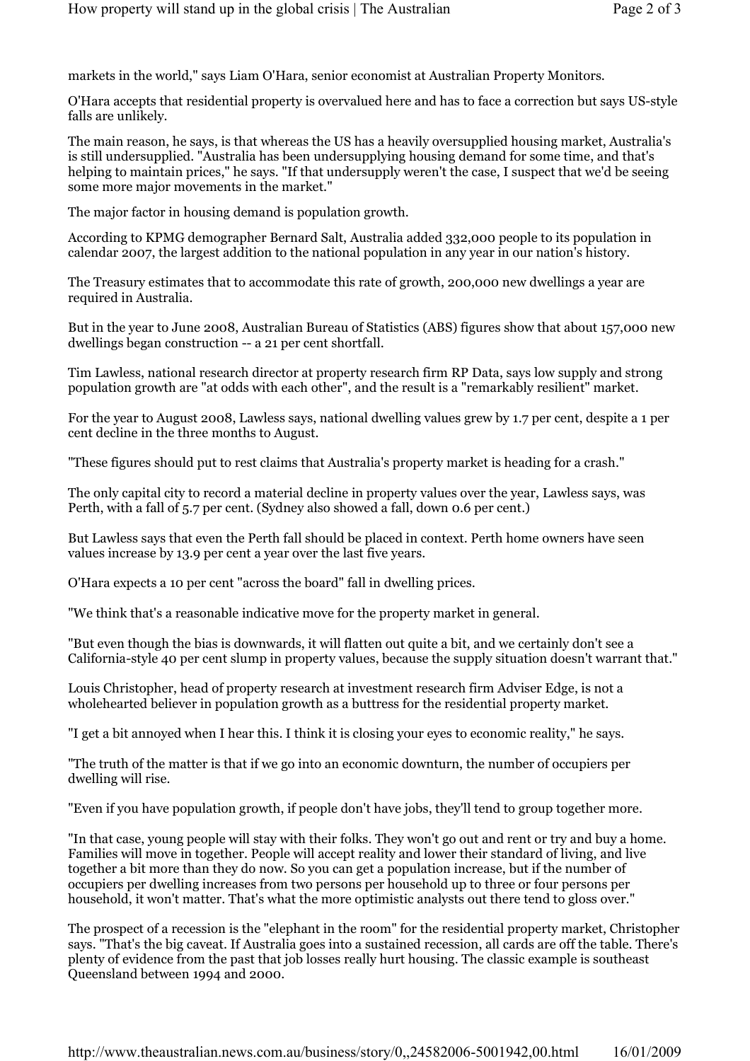markets in the world," says Liam O'Hara, senior economist at Australian Property Monitors.

O'Hara accepts that residential property is overvalued here and has to face a correction but says US-style falls are unlikely.

The main reason, he says, is that whereas the US has a heavily oversupplied housing market, Australia's is still undersupplied. "Australia has been undersupplying housing demand for some time, and that's helping to maintain prices," he says. "If that undersupply weren't the case, I suspect that we'd be seeing some more major movements in the market."

The major factor in housing demand is population growth.

According to KPMG demographer Bernard Salt, Australia added 332,000 people to its population in calendar 2007, the largest addition to the national population in any year in our nation's history.

The Treasury estimates that to accommodate this rate of growth, 200,000 new dwellings a year are required in Australia.

But in the year to June 2008, Australian Bureau of Statistics (ABS) figures show that about 157,000 new dwellings began construction -- a 21 per cent shortfall.

Tim Lawless, national research director at property research firm RP Data, says low supply and strong population growth are "at odds with each other", and the result is a "remarkably resilient" market.

For the year to August 2008, Lawless says, national dwelling values grew by 1.7 per cent, despite a 1 per cent decline in the three months to August.

"These figures should put to rest claims that Australia's property market is heading for a crash."

The only capital city to record a material decline in property values over the year, Lawless says, was Perth, with a fall of 5.7 per cent. (Sydney also showed a fall, down 0.6 per cent.)

But Lawless says that even the Perth fall should be placed in context. Perth home owners have seen values increase by 13.9 per cent a year over the last five years.

O'Hara expects a 10 per cent "across the board" fall in dwelling prices.

"We think that's a reasonable indicative move for the property market in general.

"But even though the bias is downwards, it will flatten out quite a bit, and we certainly don't see a California-style 40 per cent slump in property values, because the supply situation doesn't warrant that."

Louis Christopher, head of property research at investment research firm Adviser Edge, is not a wholehearted believer in population growth as a buttress for the residential property market.

"I get a bit annoyed when I hear this. I think it is closing your eyes to economic reality," he says.

"The truth of the matter is that if we go into an economic downturn, the number of occupiers per dwelling will rise.

"Even if you have population growth, if people don't have jobs, they'll tend to group together more.

"In that case, young people will stay with their folks. They won't go out and rent or try and buy a home. Families will move in together. People will accept reality and lower their standard of living, and live together a bit more than they do now. So you can get a population increase, but if the number of occupiers per dwelling increases from two persons per household up to three or four persons per household, it won't matter. That's what the more optimistic analysts out there tend to gloss over."

The prospect of a recession is the "elephant in the room" for the residential property market, Christopher says. "That's the big caveat. If Australia goes into a sustained recession, all cards are off the table. There's plenty of evidence from the past that job losses really hurt housing. The classic example is southeast Queensland between 1994 and 2000.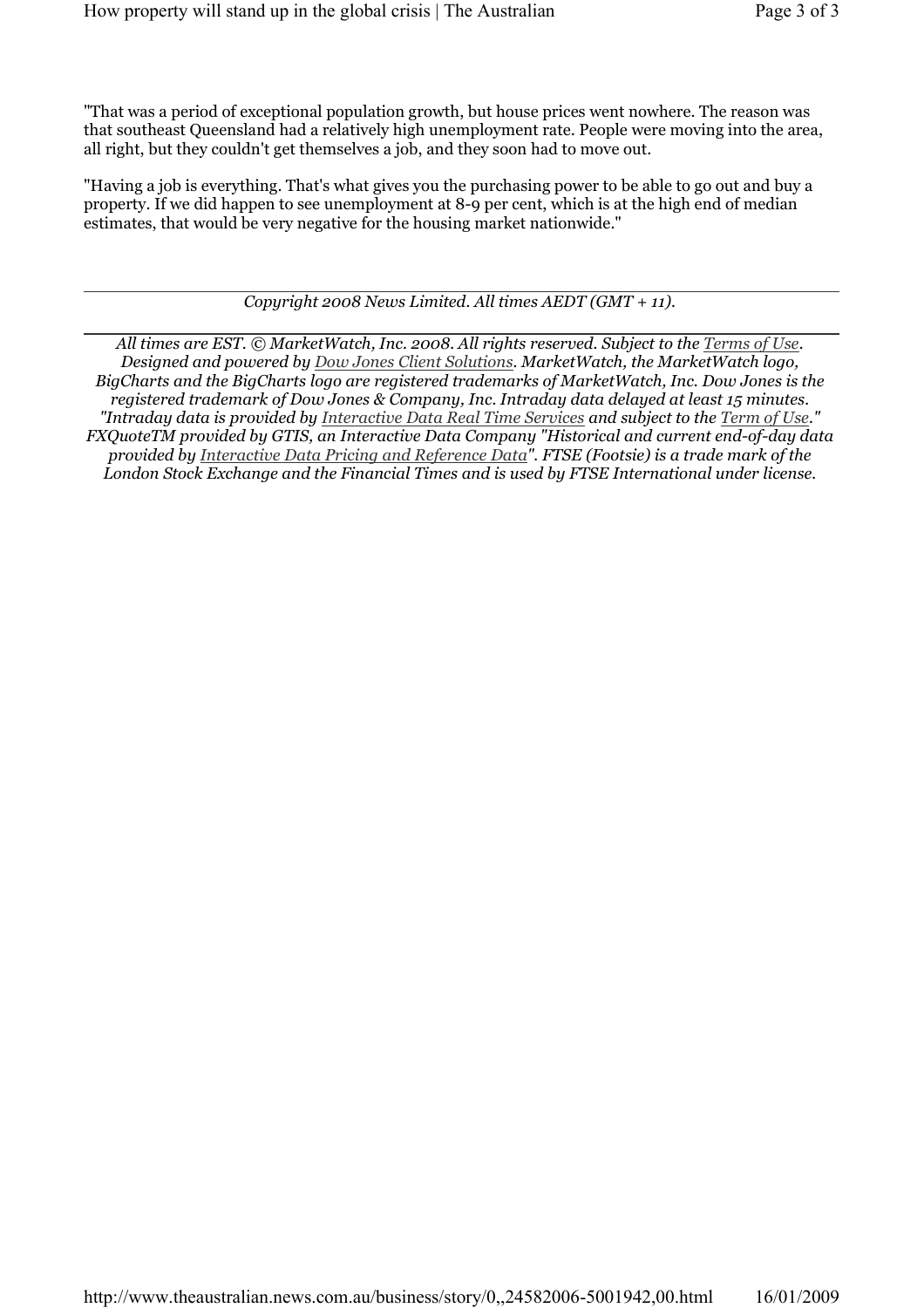"That was a period of exceptional population growth, but house prices went nowhere. The reason was that southeast Queensland had a relatively high unemployment rate. People were moving into the area, all right, but they couldn't get themselves a job, and they soon had to move out.

"Having a job is everything. That's what gives you the purchasing power to be able to go out and buy a property. If we did happen to see unemployment at 8-9 per cent, which is at the high end of median estimates, that would be very negative for the housing market nationwide."

---

*Copyright 2008 News Limited. All times AEDT (GMT + 11).*

---

*All times are EST. © MarketWatch, Inc. 2008. All rights reserved. Subject to the Terms of Use. Designed and powered by Dow Jones Client Solutions. MarketWatch, the MarketWatch logo, BigCharts and the BigCharts logo are registered trademarks of MarketWatch, Inc. Dow Jones is the registered trademark of Dow Jones & Company, Inc. Intraday data delayed at least 15 minutes. "Intraday data is provided by Interactive Data Real Time Services and subject to the Term of Use." FXQuoteTM provided by GTIS, an Interactive Data Company "Historical and current end-of-day data provided by Interactive Data Pricing and Reference Data". FTSE (Footsie) is a trade mark of the London Stock Exchange and the Financial Times and is used by FTSE International under license.*